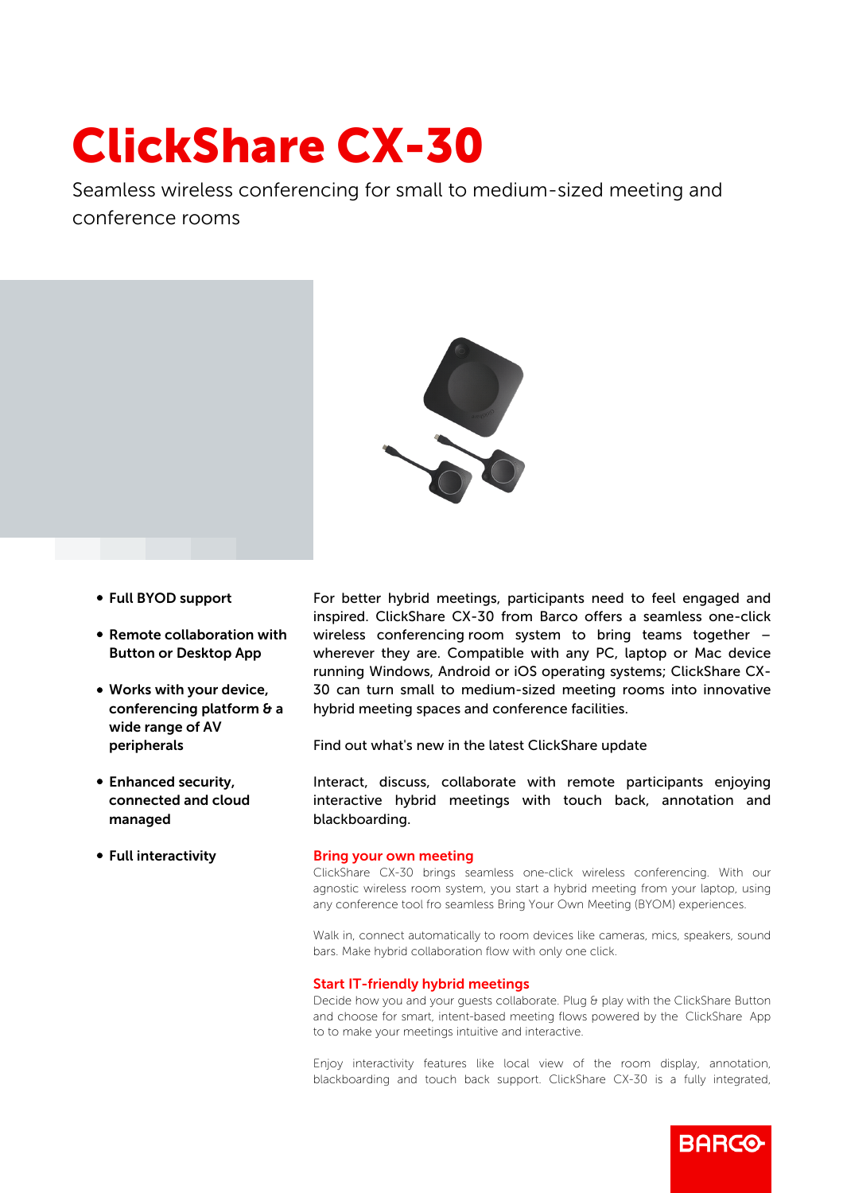# ClickShare CX-30

Seamless wireless conferencing for small to medium-sized meeting and conference rooms

- **Full BYOD support**
- **Remote collaboration with Button or Desktop App**
- **Works with your device, conferencing platform & a wide range of AV peripherals**
- **Enhanced security, connected and cloud managed**
- **Full interactivity**

For better hybrid meetings, participants need to feel engaged and inspired. ClickShare CX-30 from Barco offers a seamless one-click wireless conferencing room system to bring teams together – wherever they are. Compatible with any PC, laptop or Mac device running Windows, Android or iOS operating systems; ClickShare CX-30 can turn small to medium-sized meeting rooms into innovative hybrid meeting spaces and conference facilities.

Find out what's new in the latest ClickShare update

Interact, discuss, collaborate with remote participants enjoying interactive hybrid meetings with touch back, annotation and blackboarding.

## Bring your own meeting

ClickShare CX-30 brings seamless one-click wireless conferencing. With our agnostic wireless room system, you start a hybrid meeting from your laptop, using any conference tool fro seamless Bring Your Own Meeting (BYOM) experiences.

Walk in, connect automatically to room devices like cameras, mics, speakers, sound bars. Make hybrid collaboration flow with only one click.

## Start IT-friendly hybrid meetings

Decide how you and your guests collaborate. Plug & play with the ClickShare Button and choose for smart, intent-based meeting flows powered by the ClickShare App to to make your meetings intuitive and interactive.

Enjoy interactivity features like local view of the room display, annotation, blackboarding and touch back support. ClickShare CX-30 is a fully integrated,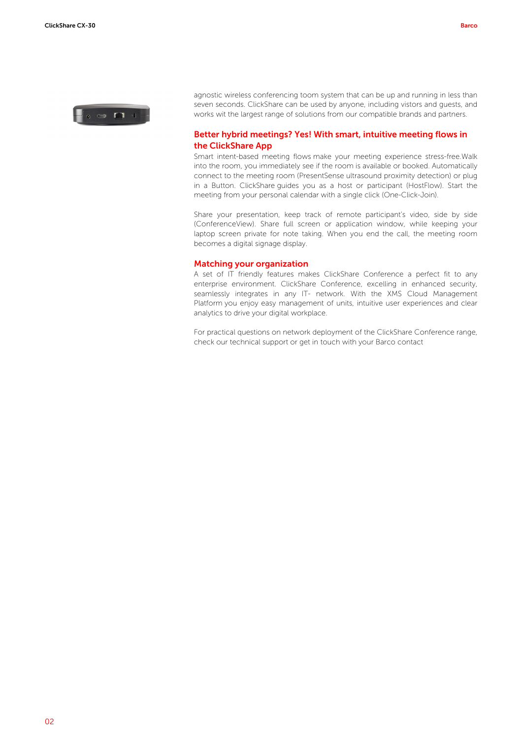agnostic wireless conferencing toom system that can be up and running in less than seven seconds. ClickShare can be used by anyone, including vistors and guests, and works wit the largest range of solutions from our compatible brands and partners.

## Better hybrid meetings? Yes! With smart, intuitive meeting flows in the ClickShare App

Smart intent-based meeting flows make your meeting experience stress-free.Walk into the room, you immediately see if the room is available or booked. Automatically connect to the meeting room (PresentSense ultrasound proximity detection) or plug in a Button. ClickShare guides you as a host or participant (HostFlow). Start the meeting from your personal calendar with a single click (One-Click-Join).

Share your presentation, keep track of remote participant's video, side by side (ConferenceView). Share full screen or application window, while keeping your laptop screen private for note taking. When you end the call, the meeting room becomes a digital signage display.

## Matching your organization

A set of IT friendly features makes ClickShare Conference a perfect fit to any enterprise environment. ClickShare Conference, excelling in enhanced security, seamlessly integrates in any IT- network. With the XMS Cloud Management Platform you enjoy easy management of units, intuitive user experiences and clear analytics to drive your digital workplace.

For practical questions on network deployment of the ClickShare Conference range, check our technical support or get in touch with your Barco contact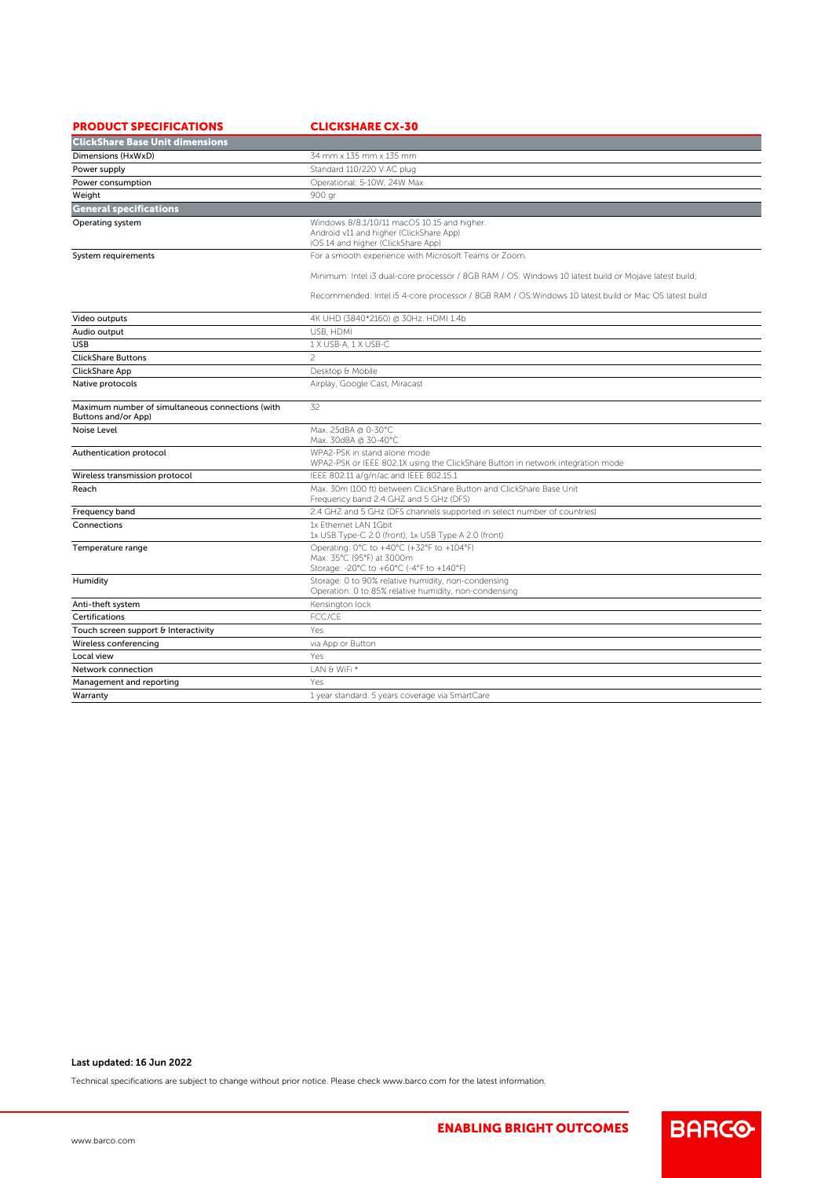| PRODUCT SPECIFICATIONS | CLICKSHARE CX-30 |
|---|---|
| **ClickShare Base Unit dimensions** | |
| Dimensions (HxWxD) | 34 mm x 135 mm x 135 mm |
| Power supply | Standard 110/220 V AC plug |
| Power consumption | Operational: 5-10W, 24W Max |
| Weight | 900 gr |
| **General specifications** | |
| Operating system | Windows 8/8.1/10/11 macOS 10.15 and higher.<br>Android v11 and higher (ClickShare App)<br>iOS 14 and higher (ClickShare App) |
| System requirements | For a smooth experience with Microsoft Teams or Zoom.<br><br>Minimum: Intel i3 dual-core processor / 8GB RAM / OS: Windows 10 latest build or Mojave latest build;<br><br>Recommended: Intel i5 4-core processor / 8GB RAM / OS:Windows 10 latest build or Mac OS latest build |
| Video outputs | 4K UHD (3840*2160) @ 30Hz. HDMI 1.4b |
| Audio output | USB, HDMI |
| USB | 1 X USB-A, 1 X USB-C |
| ClickShare Buttons | 2 |
| ClickShare App | Desktop & Mobile |
| Native protocols | Airplay, Google Cast, Miracast |
| Maximum number of simultaneous connections (with Buttons and/or App) | 32 |
| Noise Level | Max. 25dBA @ 0-30°C<br>Max. 30dBA @ 30-40°C |
| Authentication protocol | WPA2-PSK in stand alone mode<br>WPA2-PSK or IEEE 802.1X using the ClickShare Button in network integration mode |
| Wireless transmission protocol | IEEE 802.11 a/g/n/ac and IEEE 802.15.1 |
| Reach | Max. 30m (100 ft) between ClickShare Button and ClickShare Base Unit<br>Frequency band 2.4 GHZ and 5 GHz (DFS) |
| Frequency band | 2.4 GHZ and 5 GHz (DFS channels supported in select number of countries) |
| Connections | 1x Ethernet LAN 1Gbit<br>1x USB Type-C 2.0 (front); 1x USB Type A 2.0 (front) |
| Temperature range | Operating: 0°C to +40°C (+32°F to +104°F)<br>Max: 35°C (95°F) at 3000m<br>Storage: -20°C to +60°C (-4°F to +140°F) |
| Humidity | Storage: 0 to 90% relative humidity, non-condensing<br>Operation: 0 to 85% relative humidity, non-condensing |
| Anti-theft system | Kensington lock |
| Certifications | FCC/CE |
| Touch screen support & Interactivity | Yes |
| Wireless conferencing | via App or Button |
| Local view | Yes |
| Network connection | LAN & WiFi * |
| Management and reporting | Yes |
| Warranty | 1 year standard. 5 years coverage via SmartCare |

**Last updated: 16 Jun 2022**

Technical specifications are subject to change without prior notice. Please check www.barco.com for the latest information.

ENABLING BRIGHT OUTCOMES

www.barco.com